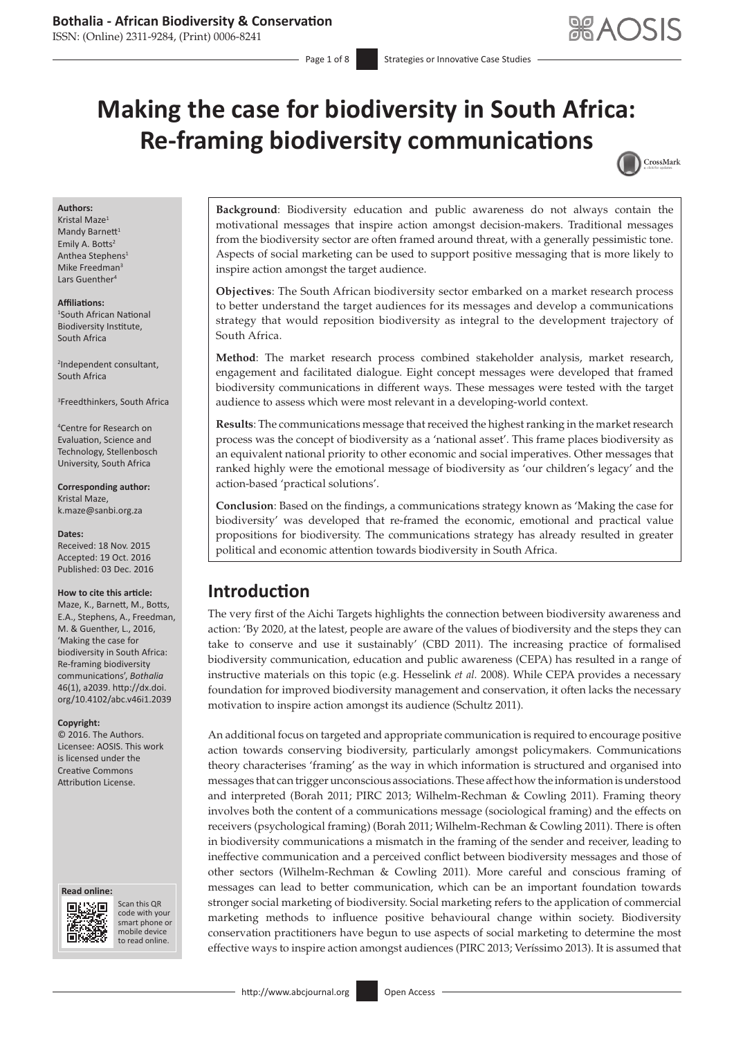# Making the case for biodiversity in South Africa: Re-framing biodiversity communications

**Authors:**
Kristal Maze[1]
Mandy Barnett[1]
Emily A. Botts[2]
Anthea Stephens[1]
Mike Freedman[3]
Lars Guenther[4]

**Affiliations:**
[1]South African National Biodiversity Institute, South Africa

[2]Independent consultant, South Africa

[3]Freedthinkers, South Africa

[4]Centre for Research on Evaluation, Science and Technology, Stellenbosch University, South Africa

**Corresponding author:**
Kristal Maze,
k.maze@sanbi.org.za

**Dates:**
Received: 18 Nov. 2015
Accepted: 19 Oct. 2016
Published: 03 Dec. 2016

**How to cite this article:**
Maze, K., Barnett, M., Botts, E.A., Stephens, A., Freedman, M. & Guenther, L., 2016, 'Making the case for biodiversity in South Africa: Re-framing biodiversity communications', *Bothalia* 46(1), a2039. http://dx.doi.org/10.4102/abc.v46i1.2039

**Copyright:**
© 2016. The Authors. Licensee: AOSIS. This work is licensed under the Creative Commons Attribution License.

**Background**: Biodiversity education and public awareness do not always contain the motivational messages that inspire action amongst decision-makers. Traditional messages from the biodiversity sector are often framed around threat, with a generally pessimistic tone. Aspects of social marketing can be used to support positive messaging that is more likely to inspire action amongst the target audience.

**Objectives**: The South African biodiversity sector embarked on a market research process to better understand the target audiences for its messages and develop a communications strategy that would reposition biodiversity as integral to the development trajectory of South Africa.

**Method**: The market research process combined stakeholder analysis, market research, engagement and facilitated dialogue. Eight concept messages were developed that framed biodiversity communications in different ways. These messages were tested with the target audience to assess which were most relevant in a developing-world context.

**Results**: The communications message that received the highest ranking in the market research process was the concept of biodiversity as a 'national asset'. This frame places biodiversity as an equivalent national priority to other economic and social imperatives. Other messages that ranked highly were the emotional message of biodiversity as 'our children's legacy' and the action-based 'practical solutions'.

**Conclusion**: Based on the findings, a communications strategy known as 'Making the case for biodiversity' was developed that re-framed the economic, emotional and practical value propositions for biodiversity. The communications strategy has already resulted in greater political and economic attention towards biodiversity in South Africa.

## Introduction

The very first of the Aichi Targets highlights the connection between biodiversity awareness and action: 'By 2020, at the latest, people are aware of the values of biodiversity and the steps they can take to conserve and use it sustainably' (CBD 2011). The increasing practice of formalised biodiversity communication, education and public awareness (CEPA) has resulted in a range of instructive materials on this topic (e.g. Hesselink *et al.* 2008). While CEPA provides a necessary foundation for improved biodiversity management and conservation, it often lacks the necessary motivation to inspire action amongst its audience (Schultz 2011).

An additional focus on targeted and appropriate communication is required to encourage positive action towards conserving biodiversity, particularly amongst policymakers. Communications theory characterises 'framing' as the way in which information is structured and organised into messages that can trigger unconscious associations. These affect how the information is understood and interpreted (Borah 2011; PIRC 2013; Wilhelm-Rechman & Cowling 2011). Framing theory involves both the content of a communications message (sociological framing) and the effects on receivers (psychological framing) (Borah 2011; Wilhelm-Rechman & Cowling 2011). There is often in biodiversity communications a mismatch in the framing of the sender and receiver, leading to ineffective communication and a perceived conflict between biodiversity messages and those of other sectors (Wilhelm-Rechman & Cowling 2011). More careful and conscious framing of messages can lead to better communication, which can be an important foundation towards stronger social marketing of biodiversity. Social marketing refers to the application of commercial marketing methods to influence positive behavioural change within society. Biodiversity conservation practitioners have begun to use aspects of social marketing to determine the most effective ways to inspire action amongst audiences (PIRC 2013; Veríssimo 2013). It is assumed that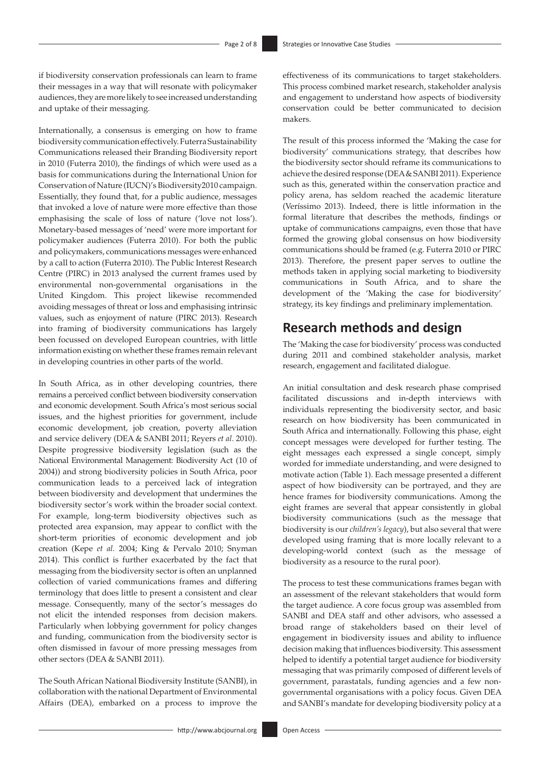if biodiversity conservation professionals can learn to frame their messages in a way that will resonate with policymaker audiences, they are more likely to see increased understanding and uptake of their messaging.

Internationally, a consensus is emerging on how to frame biodiversity communication effectively. Futerra Sustainability Communications released their Branding Biodiversity report in 2010 (Futerra 2010), the findings of which were used as a basis for communications during the International Union for Conservation of Nature (IUCN)'s Biodiversity2010 campaign. Essentially, they found that, for a public audience, messages that invoked a love of nature were more effective than those emphasising the scale of loss of nature ('love not loss'). Monetary-based messages of 'need' were more important for policymaker audiences (Futerra 2010). For both the public and policymakers, communications messages were enhanced by a call to action (Futerra 2010). The Public Interest Research Centre (PIRC) in 2013 analysed the current frames used by environmental non-governmental organisations in the United Kingdom. This project likewise recommended avoiding messages of threat or loss and emphasising intrinsic values, such as enjoyment of nature (PIRC 2013). Research into framing of biodiversity communications has largely been focussed on developed European countries, with little information existing on whether these frames remain relevant in developing countries in other parts of the world.

In South Africa, as in other developing countries, there remains a perceived conflict between biodiversity conservation and economic development. South Africa's most serious social issues, and the highest priorities for government, include economic development, job creation, poverty alleviation and service delivery (DEA & SANBI 2011; Reyers *et al*. 2010). Despite progressive biodiversity legislation (such as the National Environmental Management: Biodiversity Act (10 of 2004)) and strong biodiversity policies in South Africa, poor communication leads to a perceived lack of integration between biodiversity and development that undermines the biodiversity sector's work within the broader social context. For example, long-term biodiversity objectives such as protected area expansion, may appear to conflict with the short-term priorities of economic development and job creation (Kepe *et al*. 2004; King & Pervalo 2010; Snyman 2014). This conflict is further exacerbated by the fact that messaging from the biodiversity sector is often an unplanned collection of varied communications frames and differing terminology that does little to present a consistent and clear message. Consequently, many of the sector's messages do not elicit the intended responses from decision makers. Particularly when lobbying government for policy changes and funding, communication from the biodiversity sector is often dismissed in favour of more pressing messages from other sectors (DEA & SANBI 2011).

The South African National Biodiversity Institute (SANBI), in collaboration with the national Department of Environmental Affairs (DEA), embarked on a process to improve the effectiveness of its communications to target stakeholders. This process combined market research, stakeholder analysis and engagement to understand how aspects of biodiversity conservation could be better communicated to decision makers.

The result of this process informed the 'Making the case for biodiversity' communications strategy, that describes how the biodiversity sector should reframe its communications to achieve the desired response (DEA & SANBI 2011). Experience such as this, generated within the conservation practice and policy arena, has seldom reached the academic literature (Veríssimo 2013). Indeed, there is little information in the formal literature that describes the methods, findings or uptake of communications campaigns, even those that have formed the growing global consensus on how biodiversity communications should be framed (e.g. Futerra 2010 or PIRC 2013). Therefore, the present paper serves to outline the methods taken in applying social marketing to biodiversity communications in South Africa, and to share the development of the 'Making the case for biodiversity' strategy, its key findings and preliminary implementation.

## Research methods and design

The 'Making the case for biodiversity' process was conducted during 2011 and combined stakeholder analysis, market research, engagement and facilitated dialogue.

An initial consultation and desk research phase comprised facilitated discussions and in-depth interviews with individuals representing the biodiversity sector, and basic research on how biodiversity has been communicated in South Africa and internationally. Following this phase, eight concept messages were developed for further testing. The eight messages each expressed a single concept, simply worded for immediate understanding, and were designed to motivate action (Table 1). Each message presented a different aspect of how biodiversity can be portrayed, and they are hence frames for biodiversity communications. Among the eight frames are several that appear consistently in global biodiversity communications (such as the message that biodiversity is our *children's legacy*), but also several that were developed using framing that is more locally relevant to a developing-world context (such as the message of biodiversity as a resource to the rural poor).

The process to test these communications frames began with an assessment of the relevant stakeholders that would form the target audience. A core focus group was assembled from SANBI and DEA staff and other advisors, who assessed a broad range of stakeholders based on their level of engagement in biodiversity issues and ability to influence decision making that influences biodiversity. This assessment helped to identify a potential target audience for biodiversity messaging that was primarily composed of different levels of government, parastatals, funding agencies and a few non-governmental organisations with a policy focus. Given DEA and SANBI's mandate for developing biodiversity policy at a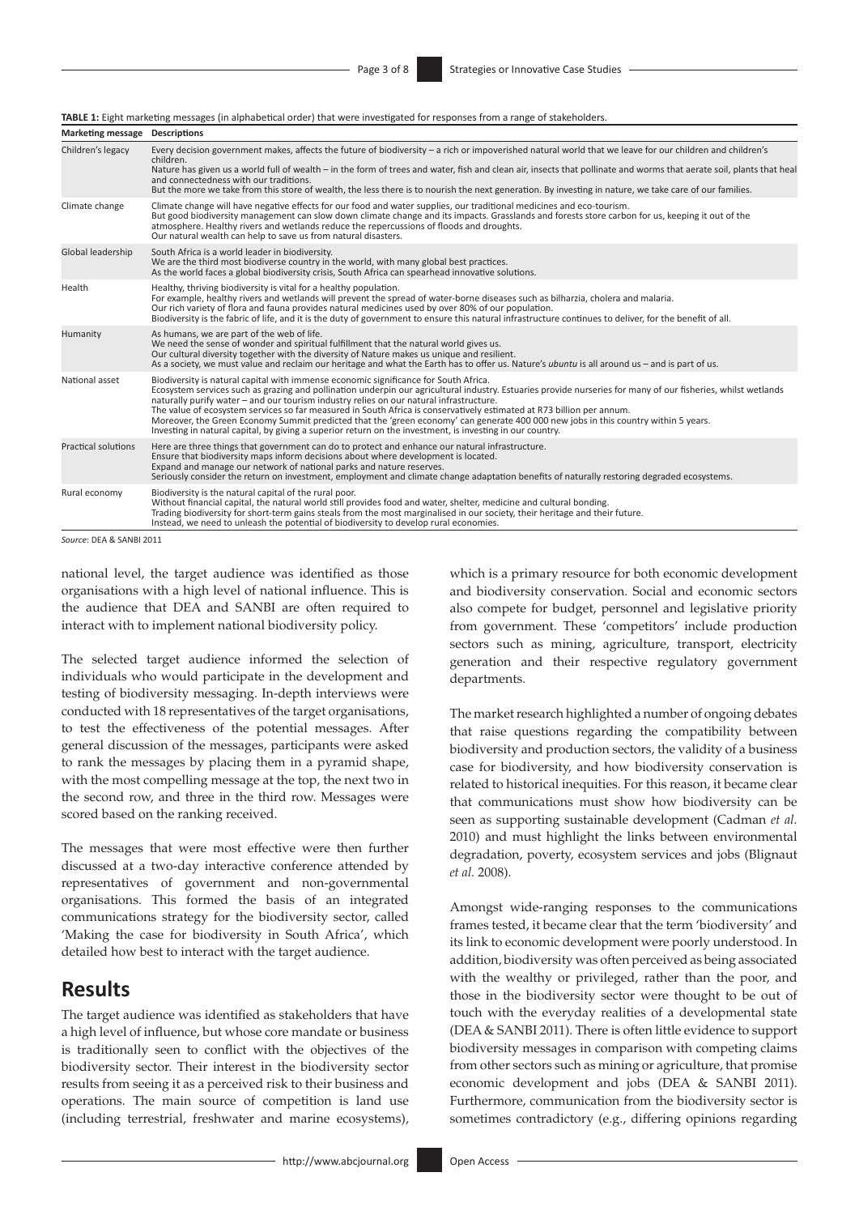**TABLE 1:** Eight marketing messages (in alphabetical order) that were investigated for responses from a range of stakeholders.

| Marketing message | Descriptions |
|---|---|
| Children's legacy | Every decision government makes, affects the future of biodiversity – a rich or impoverished natural world that we leave for our children and children's children. Nature has given us a world full of wealth – in the form of trees and water, fish and clean air, insects that pollinate and worms that aerate soil, plants that heal and connectedness with our traditions. But the more we take from this store of wealth, the less there is to nourish the next generation. By investing in nature, we take care of our families. |
| Climate change | Climate change will have negative effects for our food and water supplies, our traditional medicines and eco-tourism. But good biodiversity management can slow down climate change and its impacts. Grasslands and forests store carbon for us, keeping it out of the atmosphere. Healthy rivers and wetlands reduce the repercussions of floods and droughts. Our natural wealth can help to save us from natural disasters. |
| Global leadership | South Africa is a world leader in biodiversity. We are the third most biodiverse country in the world, with many global best practices. As the world faces a global biodiversity crisis, South Africa can spearhead innovative solutions. |
| Health | Healthy, thriving biodiversity is vital for a healthy population. For example, healthy rivers and wetlands will prevent the spread of water-borne diseases such as bilharzia, cholera and malaria. Our rich variety of flora and fauna provides natural medicines used by over 80% of our population. Biodiversity is the fabric of life, and it is the duty of government to ensure this natural infrastructure continues to deliver, for the benefit of all. |
| Humanity | As humans, we are part of the web of life. We need the sense of wonder and spiritual fulfillment that the natural world gives us. Our cultural diversity together with the diversity of Nature makes us unique and resilient. As a society, we must value and reclaim our heritage and what the Earth has to offer us. Nature's *ubuntu* is all around us – and is part of us. |
| National asset | Biodiversity is natural capital with immense economic significance for South Africa. Ecosystem services such as grazing and pollination underpin our agricultural industry. Estuaries provide nurseries for many of our fisheries, whilst wetlands naturally purify water – and our tourism industry relies on our natural infrastructure. The value of ecosystem services so far measured in South Africa is conservatively estimated at R73 billion per annum. Moreover, the Green Economy Summit predicted that the 'green economy' can generate 400 000 new jobs in this country within 5 years. Investing in natural capital, by giving a superior return on the investment, is investing in our country. |
| Practical solutions | Here are three things that government can do to protect and enhance our natural infrastructure. Ensure that biodiversity maps inform decisions about where development is located. Expand and manage our network of national parks and nature reserves. Seriously consider the return on investment, employment and climate change adaptation benefits of naturally restoring degraded ecosystems. |
| Rural economy | Biodiversity is the natural capital of the rural poor. Without financial capital, the natural world still provides food and water, shelter, medicine and cultural bonding. Trading biodiversity for short-term gains steals from the most marginalised in our society, their heritage and their future. Instead, we need to unleash the potential of biodiversity to develop rural economies. |

*Source*: DEA & SANBI 2011

national level, the target audience was identified as those organisations with a high level of national influence. This is the audience that DEA and SANBI are often required to interact with to implement national biodiversity policy.

The selected target audience informed the selection of individuals who would participate in the development and testing of biodiversity messaging. In-depth interviews were conducted with 18 representatives of the target organisations, to test the effectiveness of the potential messages. After general discussion of the messages, participants were asked to rank the messages by placing them in a pyramid shape, with the most compelling message at the top, the next two in the second row, and three in the third row. Messages were scored based on the ranking received.

The messages that were most effective were then further discussed at a two-day interactive conference attended by representatives of government and non-governmental organisations. This formed the basis of an integrated communications strategy for the biodiversity sector, called 'Making the case for biodiversity in South Africa', which detailed how best to interact with the target audience.

## Results

The target audience was identified as stakeholders that have a high level of influence, but whose core mandate or business is traditionally seen to conflict with the objectives of the biodiversity sector. Their interest in the biodiversity sector results from seeing it as a perceived risk to their business and operations. The main source of competition is land use (including terrestrial, freshwater and marine ecosystems), which is a primary resource for both economic development and biodiversity conservation. Social and economic sectors also compete for budget, personnel and legislative priority from government. These 'competitors' include production sectors such as mining, agriculture, transport, electricity generation and their respective regulatory government departments.

The market research highlighted a number of ongoing debates that raise questions regarding the compatibility between biodiversity and production sectors, the validity of a business case for biodiversity, and how biodiversity conservation is related to historical inequities. For this reason, it became clear that communications must show how biodiversity can be seen as supporting sustainable development (Cadman *et al.* 2010) and must highlight the links between environmental degradation, poverty, ecosystem services and jobs (Blignaut *et al.* 2008).

Amongst wide-ranging responses to the communications frames tested, it became clear that the term 'biodiversity' and its link to economic development were poorly understood. In addition, biodiversity was often perceived as being associated with the wealthy or privileged, rather than the poor, and those in the biodiversity sector were thought to be out of touch with the everyday realities of a developmental state (DEA & SANBI 2011). There is often little evidence to support biodiversity messages in comparison with competing claims from other sectors such as mining or agriculture, that promise economic development and jobs (DEA & SANBI 2011). Furthermore, communication from the biodiversity sector is sometimes contradictory (e.g., differing opinions regarding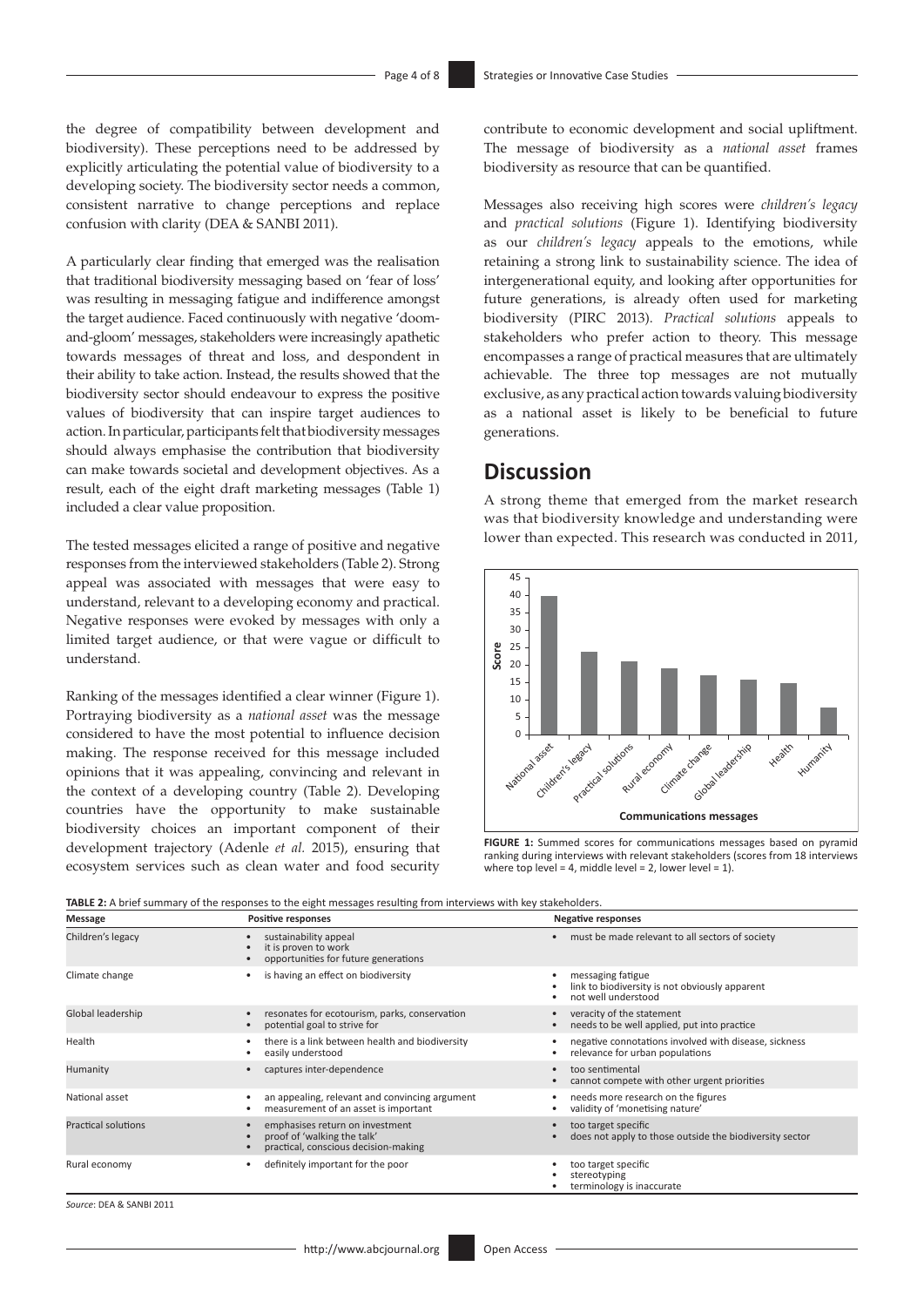the degree of compatibility between development and biodiversity). These perceptions need to be addressed by explicitly articulating the potential value of biodiversity to a developing society. The biodiversity sector needs a common, consistent narrative to change perceptions and replace confusion with clarity (DEA & SANBI 2011).

A particularly clear finding that emerged was the realisation that traditional biodiversity messaging based on 'fear of loss' was resulting in messaging fatigue and indifference amongst the target audience. Faced continuously with negative 'doom-and-gloom' messages, stakeholders were increasingly apathetic towards messages of threat and loss, and despondent in their ability to take action. Instead, the results showed that the biodiversity sector should endeavour to express the positive values of biodiversity that can inspire target audiences to action. In particular, participants felt that biodiversity messages should always emphasise the contribution that biodiversity can make towards societal and development objectives. As a result, each of the eight draft marketing messages (Table 1) included a clear value proposition.

The tested messages elicited a range of positive and negative responses from the interviewed stakeholders (Table 2). Strong appeal was associated with messages that were easy to understand, relevant to a developing economy and practical. Negative responses were evoked by messages with only a limited target audience, or that were vague or difficult to understand.

Ranking of the messages identified a clear winner (Figure 1). Portraying biodiversity as a *national asset* was the message considered to have the most potential to influence decision making. The response received for this message included opinions that it was appealing, convincing and relevant in the context of a developing country (Table 2). Developing countries have the opportunity to make sustainable biodiversity choices an important component of their development trajectory (Adenle *et al.* 2015), ensuring that ecosystem services such as clean water and food security contribute to economic development and social upliftment. The message of biodiversity as a *national asset* frames biodiversity as resource that can be quantified.

Messages also receiving high scores were *children's legacy* and *practical solutions* (Figure 1). Identifying biodiversity as our *children's legacy* appeals to the emotions, while retaining a strong link to sustainability science. The idea of intergenerational equity, and looking after opportunities for future generations, is already often used for marketing biodiversity (PIRC 2013). *Practical solutions* appeals to stakeholders who prefer action to theory. This message encompasses a range of practical measures that are ultimately achievable. The three top messages are not mutually exclusive, as any practical action towards valuing biodiversity as a national asset is likely to be beneficial to future generations.

## Discussion

A strong theme that emerged from the market research was that biodiversity knowledge and understanding were lower than expected. This research was conducted in 2011,

| Communications messages | Score |
|---|---|
| National asset | 40 |
| Children's legacy | 24 |
| Practical solutions | 21 |
| Rural economy | 19 |
| Climate change | 17 |
| Global leadership | 16 |
| Health | 15 |
| Humanity | 8 |

**FIGURE 1:** Summed scores for communications messages based on pyramid ranking during interviews with relevant stakeholders (scores from 18 interviews where top level = 4, middle level = 2, lower level = 1).

**TABLE 2:** A brief summary of the responses to the eight messages resulting from interviews with key stakeholders.

| Message | Positive responses | Negative responses |
|---|---|---|
| Children's legacy | • sustainability appeal<br>• it is proven to work<br>• opportunities for future generations | • must be made relevant to all sectors of society |
| Climate change | • is having an effect on biodiversity | • messaging fatigue<br>• link to biodiversity is not obviously apparent<br>• not well understood |
| Global leadership | • resonates for ecotourism, parks, conservation<br>• potential goal to strive for | • veracity of the statement<br>• needs to be well applied, put into practice |
| Health | • there is a link between health and biodiversity<br>• easily understood | • negative connotations involved with disease, sickness<br>• relevance for urban populations |
| Humanity | • captures inter-dependence | • too sentimental<br>• cannot compete with other urgent priorities |
| National asset | • an appealing, relevant and convincing argument<br>• measurement of an asset is important | • needs more research on the figures<br>• validity of 'monetising nature' |
| Practical solutions | • emphasises return on investment<br>• proof of 'walking the talk'<br>• practical, conscious decision-making | • too target specific<br>• does not apply to those outside the biodiversity sector |
| Rural economy | • definitely important for the poor | • too target specific<br>• stereotyping<br>• terminology is inaccurate |

*Source*: DEA & SANBI 2011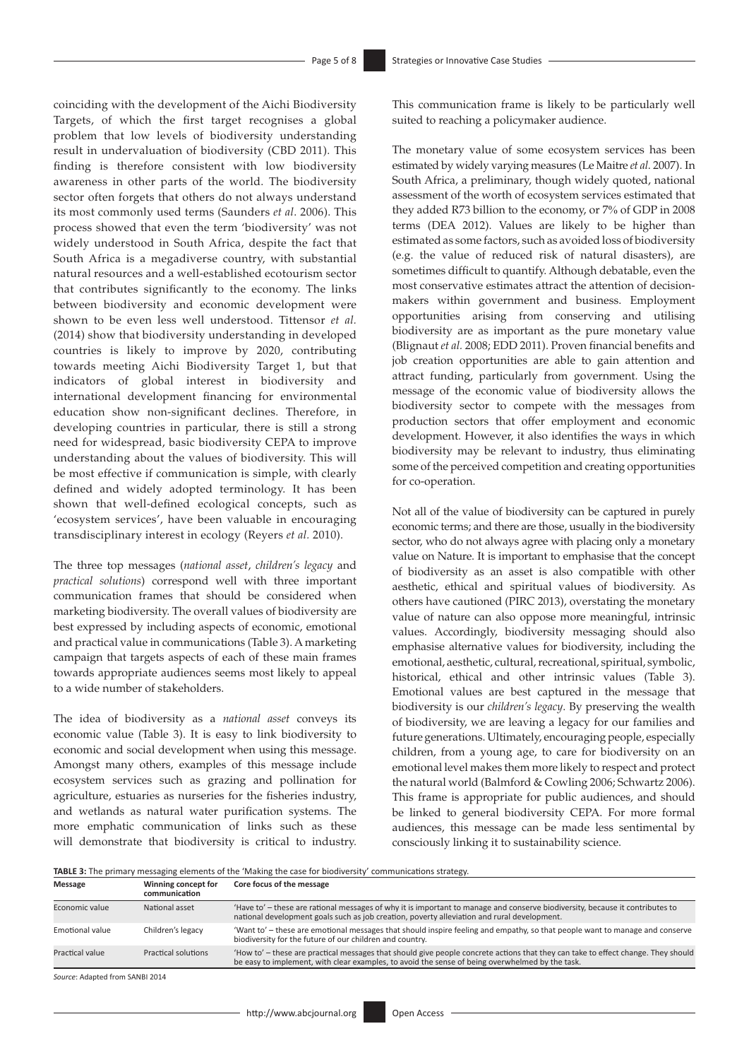coinciding with the development of the Aichi Biodiversity Targets, of which the first target recognises a global problem that low levels of biodiversity understanding result in undervaluation of biodiversity (CBD 2011). This finding is therefore consistent with low biodiversity awareness in other parts of the world. The biodiversity sector often forgets that others do not always understand its most commonly used terms (Saunders *et al*. 2006). This process showed that even the term 'biodiversity' was not widely understood in South Africa, despite the fact that South Africa is a megadiverse country, with substantial natural resources and a well-established ecotourism sector that contributes significantly to the economy. The links between biodiversity and economic development were shown to be even less well understood. Tittensor *et al.* (2014) show that biodiversity understanding in developed countries is likely to improve by 2020, contributing towards meeting Aichi Biodiversity Target 1, but that indicators of global interest in biodiversity and international development financing for environmental education show non-significant declines. Therefore, in developing countries in particular, there is still a strong need for widespread, basic biodiversity CEPA to improve understanding about the values of biodiversity. This will be most effective if communication is simple, with clearly defined and widely adopted terminology. It has been shown that well-defined ecological concepts, such as 'ecosystem services', have been valuable in encouraging transdisciplinary interest in ecology (Reyers *et al.* 2010).

The three top messages (*national asset*, *children's legacy* and *practical solutions*) correspond well with three important communication frames that should be considered when marketing biodiversity. The overall values of biodiversity are best expressed by including aspects of economic, emotional and practical value in communications (Table 3). A marketing campaign that targets aspects of each of these main frames towards appropriate audiences seems most likely to appeal to a wide number of stakeholders.

The idea of biodiversity as a *national asset* conveys its economic value (Table 3). It is easy to link biodiversity to economic and social development when using this message. Amongst many others, examples of this message include ecosystem services such as grazing and pollination for agriculture, estuaries as nurseries for the fisheries industry, and wetlands as natural water purification systems. The more emphatic communication of links such as these will demonstrate that biodiversity is critical to industry. This communication frame is likely to be particularly well suited to reaching a policymaker audience.

The monetary value of some ecosystem services has been estimated by widely varying measures (Le Maitre *et al.* 2007). In South Africa, a preliminary, though widely quoted, national assessment of the worth of ecosystem services estimated that they added R73 billion to the economy, or 7% of GDP in 2008 terms (DEA 2012). Values are likely to be higher than estimated as some factors, such as avoided loss of biodiversity (e.g. the value of reduced risk of natural disasters), are sometimes difficult to quantify. Although debatable, even the most conservative estimates attract the attention of decision-makers within government and business. Employment opportunities arising from conserving and utilising biodiversity are as important as the pure monetary value (Blignaut *et al.* 2008; EDD 2011). Proven financial benefits and job creation opportunities are able to gain attention and attract funding, particularly from government. Using the message of the economic value of biodiversity allows the biodiversity sector to compete with the messages from production sectors that offer employment and economic development. However, it also identifies the ways in which biodiversity may be relevant to industry, thus eliminating some of the perceived competition and creating opportunities for co-operation.

Not all of the value of biodiversity can be captured in purely economic terms; and there are those, usually in the biodiversity sector, who do not always agree with placing only a monetary value on Nature. It is important to emphasise that the concept of biodiversity as an asset is also compatible with other aesthetic, ethical and spiritual values of biodiversity. As others have cautioned (PIRC 2013), overstating the monetary value of nature can also oppose more meaningful, intrinsic values. Accordingly, biodiversity messaging should also emphasise alternative values for biodiversity, including the emotional, aesthetic, cultural, recreational, spiritual, symbolic, historical, ethical and other intrinsic values (Table 3). Emotional values are best captured in the message that biodiversity is our *children's legacy*. By preserving the wealth of biodiversity, we are leaving a legacy for our families and future generations. Ultimately, encouraging people, especially children, from a young age, to care for biodiversity on an emotional level makes them more likely to respect and protect the natural world (Balmford & Cowling 2006; Schwartz 2006). This frame is appropriate for public audiences, and should be linked to general biodiversity CEPA. For more formal audiences, this message can be made less sentimental by consciously linking it to sustainability science.

**TABLE 3:** The primary messaging elements of the 'Making the case for biodiversity' communications strategy.

| Message | Winning concept for communication | Core focus of the message |
|---|---|---|
| Economic value | National asset | 'Have to' – these are rational messages of why it is important to manage and conserve biodiversity, because it contributes to national development goals such as job creation, poverty alleviation and rural development. |
| Emotional value | Children's legacy | 'Want to' – these are emotional messages that should inspire feeling and empathy, so that people want to manage and conserve biodiversity for the future of our children and country. |
| Practical value | Practical solutions | 'How to' – these are practical messages that should give people concrete actions that they can take to effect change. They should be easy to implement, with clear examples, to avoid the sense of being overwhelmed by the task. |

*Source*: Adapted from SANBI 2014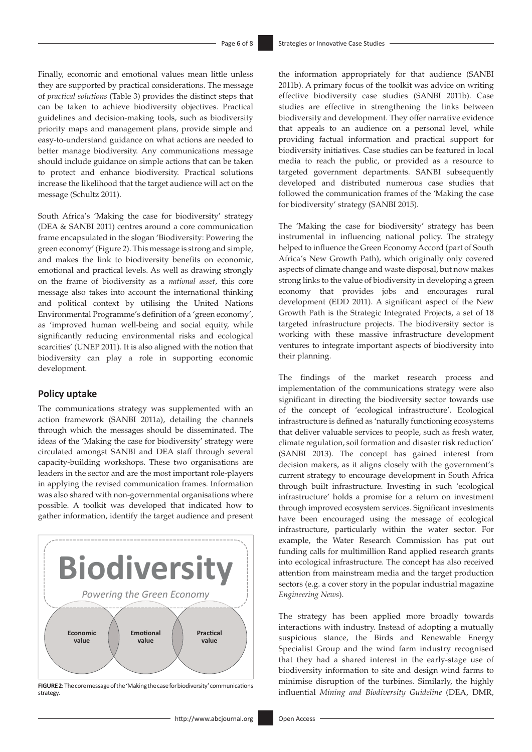Finally, economic and emotional values mean little unless they are supported by practical considerations. The message of *practical solutions* (Table 3) provides the distinct steps that can be taken to achieve biodiversity objectives. Practical guidelines and decision-making tools, such as biodiversity priority maps and management plans, provide simple and easy-to-understand guidance on what actions are needed to better manage biodiversity. Any communications message should include guidance on simple actions that can be taken to protect and enhance biodiversity. Practical solutions increase the likelihood that the target audience will act on the message (Schultz 2011).

South Africa's 'Making the case for biodiversity' strategy (DEA & SANBI 2011) centres around a core communication frame encapsulated in the slogan 'Biodiversity: Powering the green economy' (Figure 2). This message is strong and simple, and makes the link to biodiversity benefits on economic, emotional and practical levels. As well as drawing strongly on the frame of biodiversity as a *national asset*, this core message also takes into account the international thinking and political context by utilising the United Nations Environmental Programme's definition of a 'green economy', as 'improved human well-being and social equity, while significantly reducing environmental risks and ecological scarcities' (UNEP 2011). It is also aligned with the notion that biodiversity can play a role in supporting economic development.

## Policy uptake

The communications strategy was supplemented with an action framework (SANBI 2011a), detailing the channels through which the messages should be disseminated. The ideas of the 'Making the case for biodiversity' strategy were circulated amongst SANBI and DEA staff through several capacity-building workshops. These two organisations are leaders in the sector and are the most important role-players in applying the revised communication frames. Information was also shared with non-governmental organisations where possible. A toolkit was developed that indicated how to gather information, identify the target audience and present the information appropriately for that audience (SANBI 2011b). A primary focus of the toolkit was advice on writing effective biodiversity case studies (SANBI 2011b). Case studies are effective in strengthening the links between biodiversity and development. They offer narrative evidence that appeals to an audience on a personal level, while providing factual information and practical support for biodiversity initiatives. Case studies can be featured in local media to reach the public, or provided as a resource to targeted government departments. SANBI subsequently developed and distributed numerous case studies that followed the communication frames of the 'Making the case for biodiversity' strategy (SANBI 2015).

**Biodiversity**

*Powering the Green Economy*

**Economic value** | **Emotional value** | **Practical value**

**FIGURE 2:** The core message of the 'Making the case for biodiversity' communications strategy.

The 'Making the case for biodiversity' strategy has been instrumental in influencing national policy. The strategy helped to influence the Green Economy Accord (part of South Africa's New Growth Path), which originally only covered aspects of climate change and waste disposal, but now makes strong links to the value of biodiversity in developing a green economy that provides jobs and encourages rural development (EDD 2011). A significant aspect of the New Growth Path is the Strategic Integrated Projects, a set of 18 targeted infrastructure projects. The biodiversity sector is working with these massive infrastructure development ventures to integrate important aspects of biodiversity into their planning.

The findings of the market research process and implementation of the communications strategy were also significant in directing the biodiversity sector towards use of the concept of 'ecological infrastructure'. Ecological infrastructure is defined as 'naturally functioning ecosystems that deliver valuable services to people, such as fresh water, climate regulation, soil formation and disaster risk reduction' (SANBI 2013). The concept has gained interest from decision makers, as it aligns closely with the government's current strategy to encourage development in South Africa through built infrastructure. Investing in such 'ecological infrastructure' holds a promise for a return on investment through improved ecosystem services. Significant investments have been encouraged using the message of ecological infrastructure, particularly within the water sector. For example, the Water Research Commission has put out funding calls for multimillion Rand applied research grants into ecological infrastructure. The concept has also received attention from mainstream media and the target production sectors (e.g. a cover story in the popular industrial magazine *Engineering News*).

The strategy has been applied more broadly towards interactions with industry. Instead of adopting a mutually suspicious stance, the Birds and Renewable Energy Specialist Group and the wind farm industry recognised that they had a shared interest in the early-stage use of biodiversity information to site and design wind farms to minimise disruption of the turbines. Similarly, the highly influential *Mining and Biodiversity Guideline* (DEA, DMR,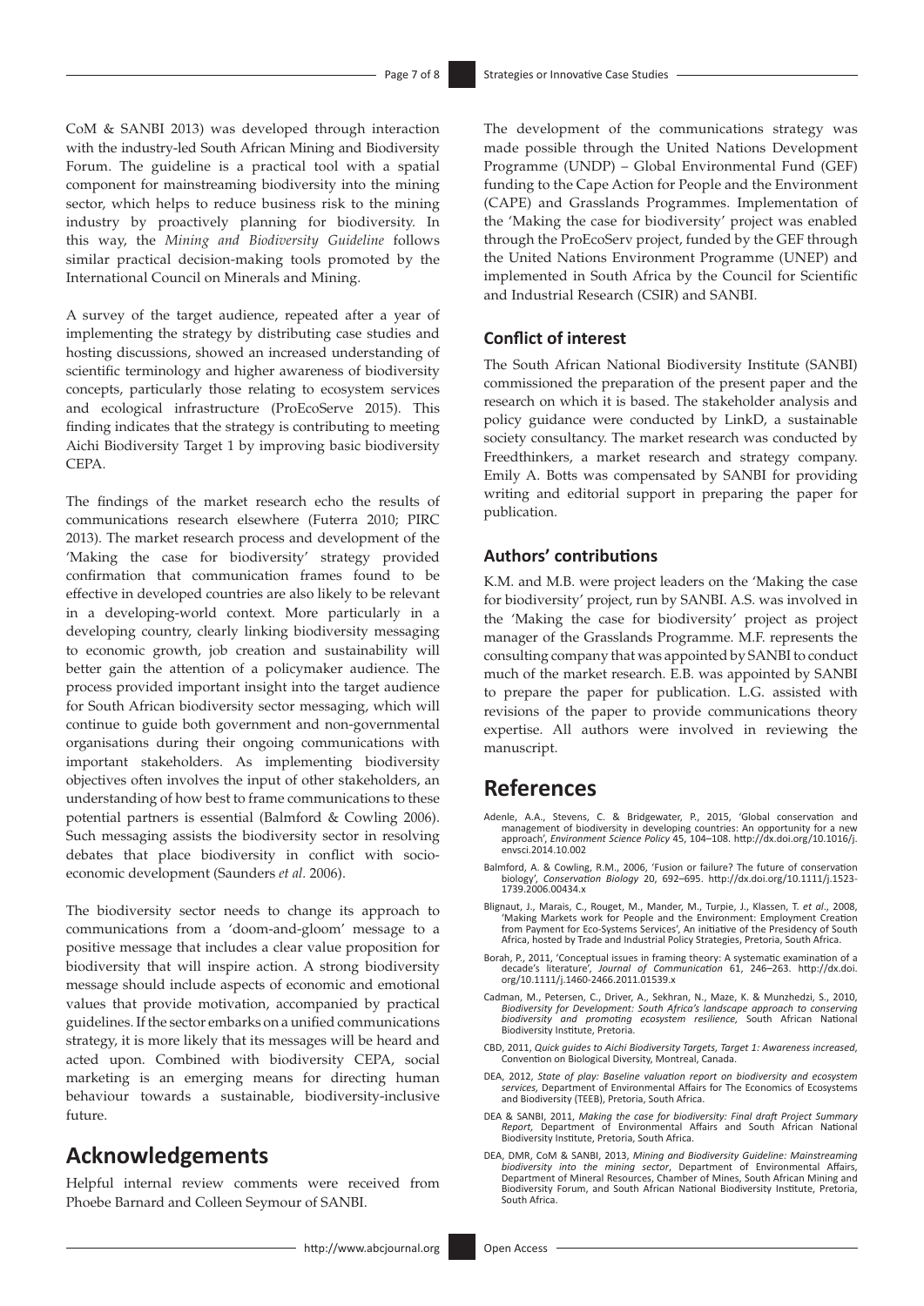CoM & SANBI 2013) was developed through interaction with the industry-led South African Mining and Biodiversity Forum. The guideline is a practical tool with a spatial component for mainstreaming biodiversity into the mining sector, which helps to reduce business risk to the mining industry by proactively planning for biodiversity. In this way, the *Mining and Biodiversity Guideline* follows similar practical decision-making tools promoted by the International Council on Minerals and Mining.

A survey of the target audience, repeated after a year of implementing the strategy by distributing case studies and hosting discussions, showed an increased understanding of scientific terminology and higher awareness of biodiversity concepts, particularly those relating to ecosystem services and ecological infrastructure (ProEcoServe 2015). This finding indicates that the strategy is contributing to meeting Aichi Biodiversity Target 1 by improving basic biodiversity CEPA.

The findings of the market research echo the results of communications research elsewhere (Futerra 2010; PIRC 2013). The market research process and development of the 'Making the case for biodiversity' strategy provided confirmation that communication frames found to be effective in developed countries are also likely to be relevant in a developing-world context. More particularly in a developing country, clearly linking biodiversity messaging to economic growth, job creation and sustainability will better gain the attention of a policymaker audience. The process provided important insight into the target audience for South African biodiversity sector messaging, which will continue to guide both government and non-governmental organisations during their ongoing communications with important stakeholders. As implementing biodiversity objectives often involves the input of other stakeholders, an understanding of how best to frame communications to these potential partners is essential (Balmford & Cowling 2006). Such messaging assists the biodiversity sector in resolving debates that place biodiversity in conflict with socio-economic development (Saunders *et al*. 2006).

The biodiversity sector needs to change its approach to communications from a 'doom-and-gloom' message to a positive message that includes a clear value proposition for biodiversity that will inspire action. A strong biodiversity message should include aspects of economic and emotional values that provide motivation, accompanied by practical guidelines. If the sector embarks on a unified communications strategy, it is more likely that its messages will be heard and acted upon. Combined with biodiversity CEPA, social marketing is an emerging means for directing human behaviour towards a sustainable, biodiversity-inclusive future.

# Acknowledgements

Helpful internal review comments were received from Phoebe Barnard and Colleen Seymour of SANBI.

The development of the communications strategy was made possible through the United Nations Development Programme (UNDP) – Global Environmental Fund (GEF) funding to the Cape Action for People and the Environment (CAPE) and Grasslands Programmes. Implementation of the 'Making the case for biodiversity' project was enabled through the ProEcoServ project, funded by the GEF through the United Nations Environment Programme (UNEP) and implemented in South Africa by the Council for Scientific and Industrial Research (CSIR) and SANBI.

### Conflict of interest

The South African National Biodiversity Institute (SANBI) commissioned the preparation of the present paper and the research on which it is based. The stakeholder analysis and policy guidance were conducted by LinkD, a sustainable society consultancy. The market research was conducted by Freedthinkers, a market research and strategy company. Emily A. Botts was compensated by SANBI for providing writing and editorial support in preparing the paper for publication.

### Authors' contributions

K.M. and M.B. were project leaders on the 'Making the case for biodiversity' project, run by SANBI. A.S. was involved in the 'Making the case for biodiversity' project as project manager of the Grasslands Programme. M.F. represents the consulting company that was appointed by SANBI to conduct much of the market research. E.B. was appointed by SANBI to prepare the paper for publication. L.G. assisted with revisions of the paper to provide communications theory expertise. All authors were involved in reviewing the manuscript.

# References

Adenle, A.A., Stevens, C. & Bridgewater, P., 2015, 'Global conservation and management of biodiversity in developing countries: An opportunity for a new approach', *Environment Science Policy* 45, 104–108. http://dx.doi.org/10.1016/j.envsci.2014.10.002

Balmford, A. & Cowling, R.M., 2006, 'Fusion or failure? The future of conservation biology', *Conservation Biology* 20, 692–695. http://dx.doi.org/10.1111/j.1523-1739.2006.00434.x

Blignaut, J., Marais, C., Rouget, M., Mander, M., Turpie, J., Klassen, T. *et al*., 2008, 'Making Markets work for People and the Environment: Employment Creation from Payment for Eco-Systems Services', An initiative of the Presidency of South Africa, hosted by Trade and Industrial Policy Strategies, Pretoria, South Africa.

Borah, P., 2011, 'Conceptual issues in framing theory: A systematic examination of a decade's literature', *Journal of Communication* 61, 246–263. http://dx.doi.org/10.1111/j.1460-2466.2011.01539.x

Cadman, M., Petersen, C., Driver, A., Sekhran, N., Maze, K. & Munzhedzi, S., 2010, *Biodiversity for Development: South Africa's landscape approach to conserving biodiversity and promoting ecosystem resilience*, South African National Biodiversity Institute, Pretoria.

CBD, 2011, *Quick guides to Aichi Biodiversity Targets, Target 1: Awareness increased*, Convention on Biological Diversity, Montreal, Canada.

DEA, 2012, *State of play: Baseline valuation report on biodiversity and ecosystem services*, Department of Environmental Affairs for The Economics of Ecosystems and Biodiversity (TEEB), Pretoria, South Africa.

DEA & SANBI, 2011, *Making the case for biodiversity: Final draft Project Summary Report*, Department of Environmental Affairs and South African National Biodiversity Institute, Pretoria, South Africa.

DEA, DMR, CoM & SANBI, 2013, *Mining and Biodiversity Guideline: Mainstreaming biodiversity into the mining sector*, Department of Environmental Affairs, Department of Mineral Resources, Chamber of Mines, South African Mining and Biodiversity Forum, and South African National Biodiversity Institute, Pretoria, South Africa.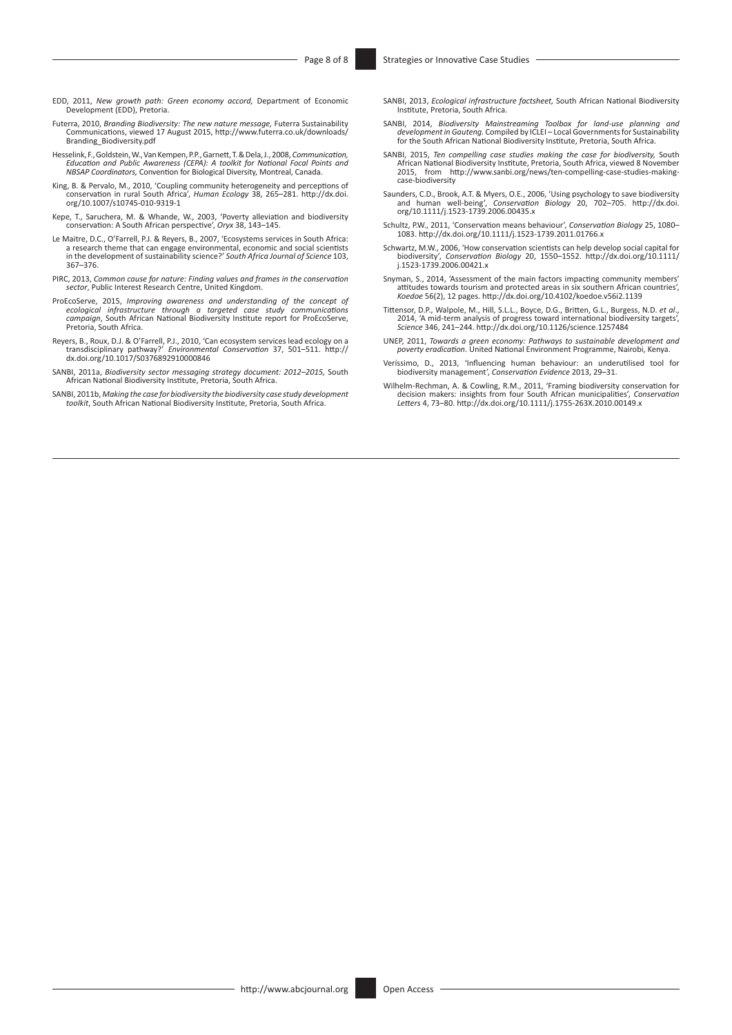EDD, 2011, *New growth path: Green economy accord,* Department of Economic Development (EDD), Pretoria.

Futerra, 2010, *Branding Biodiversity: The new nature message,* Futerra Sustainability Communications, viewed 17 August 2015, http://www.futerra.co.uk/downloads/Branding_Biodiversity.pdf

Hesselink, F., Goldstein, W., Van Kempen, P.P., Garnett, T. & Dela, J., 2008, *Communication, Education and Public Awareness (CEPA): A toolkit for National Focal Points and NBSAP Coordinators,* Convention for Biological Diversity, Montreal, Canada.

King, B. & Pervalo, M., 2010, 'Coupling community heterogeneity and perceptions of conservation in rural South Africa', *Human Ecology* 38, 265–281. http://dx.doi.org/10.1007/s10745-010-9319-1

Kepe, T., Saruchera, M. & Whande, W., 2003, 'Poverty alleviation and biodiversity conservation: A South African perspective', *Oryx* 38, 143–145.

Le Maitre, D.C., O'Farrell, P.J. & Reyers, B., 2007, 'Ecosystems services in South Africa: a research theme that can engage environmental, economic and social scientists in the development of sustainability science?' *South Africa Journal of Science* 103, 367–376.

PIRC, 2013, *Common cause for nature: Finding values and frames in the conservation sector*, Public Interest Research Centre, United Kingdom.

ProEcoServe, 2015, *Improving awareness and understanding of the concept of ecological infrastructure through a targeted case study communications campaign*, South African National Biodiversity Institute report for ProEcoServe, Pretoria, South Africa.

Reyers, B., Roux, D.J. & O'Farrell, P.J., 2010, 'Can ecosystem services lead ecology on a transdisciplinary pathway?' *Environmental Conservation* 37, 501–511. http://dx.doi.org/10.1017/S0376892910000846

SANBI, 2011a, *Biodiversity sector messaging strategy document: 2012–2015*, South African National Biodiversity Institute, Pretoria, South Africa.

SANBI, 2011b, *Making the case for biodiversity the biodiversity case study development toolkit*, South African National Biodiversity Institute, Pretoria, South Africa.

SANBI, 2013, *Ecological infrastructure factsheet,* South African National Biodiversity Institute, Pretoria, South Africa.

SANBI, 2014, *Biodiversity Mainstreaming Toolbox for land-use planning and development in Gauteng*. Compiled by ICLEI – Local Governments for Sustainability for the South African National Biodiversity Institute, Pretoria, South Africa.

SANBI, 2015, *Ten compelling case studies making the case for biodiversity,* South African National Biodiversity Institute, Pretoria, South Africa, viewed 8 November 2015, from http://www.sanbi.org/news/ten-compelling-case-studies-making-case-biodiversity

Saunders, C.D., Brook, A.T. & Myers, O.E., 2006, 'Using psychology to save biodiversity and human well-being', *Conservation Biology* 20, 702–705. http://dx.doi.org/10.1111/j.1523-1739.2006.00435.x

Schultz, P.W., 2011, 'Conservation means behaviour', *Conservation Biology* 25, 1080–1083. http://dx.doi.org/10.1111/j.1523-1739.2011.01766.x

Schwartz, M.W., 2006, 'How conservation scientists can help develop social capital for biodiversity', *Conservation Biology* 20, 1550–1552. http://dx.doi.org/10.1111/j.1523-1739.2006.00421.x

Snyman, S., 2014, 'Assessment of the main factors impacting community members' attitudes towards tourism and protected areas in six southern African countries', *Koedoe* 56(2), 12 pages. http://dx.doi.org/10.4102/koedoe.v56i2.1139

Tittensor, D.P., Walpole, M., Hill, S.L.L., Boyce, D.G., Britten, G.L., Burgess, N.D. *et al*., 2014, 'A mid-term analysis of progress toward international biodiversity targets', *Science* 346, 241–244. http://dx.doi.org/10.1126/science.1257484

UNEP, 2011, *Towards a green economy: Pathways to sustainable development and poverty eradication*. United National Environment Programme, Nairobi, Kenya.

Veríssimo, D., 2013, 'Influencing human behaviour: an underutilised tool for biodiversity management', *Conservation Evidence* 2013, 29–31.

Wilhelm-Rechman, A. & Cowling, R.M., 2011, 'Framing biodiversity conservation for decision makers: insights from four South African municipalities', *Conservation Letters* 4, 73–80. http://dx.doi.org/10.1111/j.1755-263X.2010.00149.x